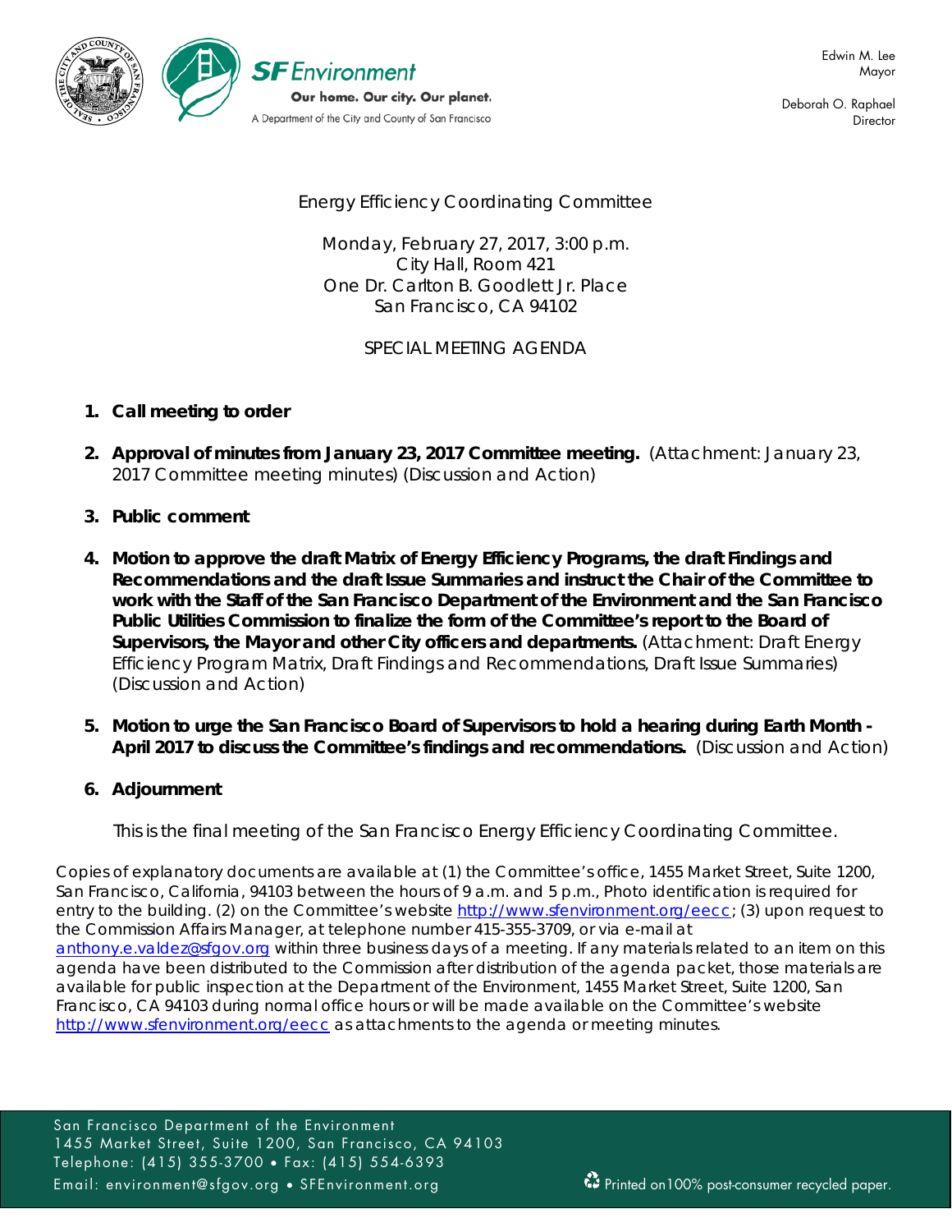SF Environment

Our home. Our city. Our planet.

A Department of the City and County of San Francisco

Edwin M. Lee
Mayor

Deborah O. Raphael
Director

# Energy Efficiency Coordinating Committee

Monday, February 27, 2017, 3:00 p.m.
City Hall, Room 421
One Dr. Carlton B. Goodlett Jr. Place
San Francisco, CA 94102

## SPECIAL MEETING AGENDA

1. **Call meeting to order**

2. **Approval of minutes from January 23, 2017 Committee meeting.** (Attachment: January 23, 2017 Committee meeting minutes) (Discussion and Action)

3. **Public comment**

4. **Motion to approve the draft Matrix of Energy Efficiency Programs, the draft Findings and Recommendations and the draft Issue Summaries and instruct the Chair of the Committee to work with the Staff of the San Francisco Department of the Environment and the San Francisco Public Utilities Commission to finalize the form of the Committee's report to the Board of Supervisors, the Mayor and other City officers and departments.** (Attachment: Draft Energy Efficiency Program Matrix, Draft Findings and Recommendations, Draft Issue Summaries) (Discussion and Action)

5. **Motion to urge the San Francisco Board of Supervisors to hold a hearing during Earth Month - April 2017 to discuss the Committee's findings and recommendations.** (Discussion and Action)

6. **Adjournment**

   This is the final meeting of the San Francisco Energy Efficiency Coordinating Committee.

Copies of explanatory documents are available at (1) the Committee's office, 1455 Market Street, Suite 1200, San Francisco, California, 94103 between the hours of 9 a.m. and 5 p.m., Photo identification is required for entry to the building. (2) on the Committee's website http://www.sfenvironment.org/eecc; (3) upon request to the Commission Affairs Manager, at telephone number 415-355-3709, or via e-mail at anthony.e.valdez@sfgov.org within three business days of a meeting. If any materials related to an item on this agenda have been distributed to the Commission after distribution of the agenda packet, those materials are available for public inspection at the Department of the Environment, 1455 Market Street, Suite 1200, San Francisco, CA 94103 during normal office hours or will be made available on the Committee's website http://www.sfenvironment.org/eecc as attachments to the agenda or meeting minutes.

San Francisco Department of the Environment
1455 Market Street, Suite 1200, San Francisco, CA 94103
Telephone: (415) 355-3700 • Fax: (415) 554-6393
Email: environment@sfgov.org • SFEnvironment.org

Printed on100% post-consumer recycled paper.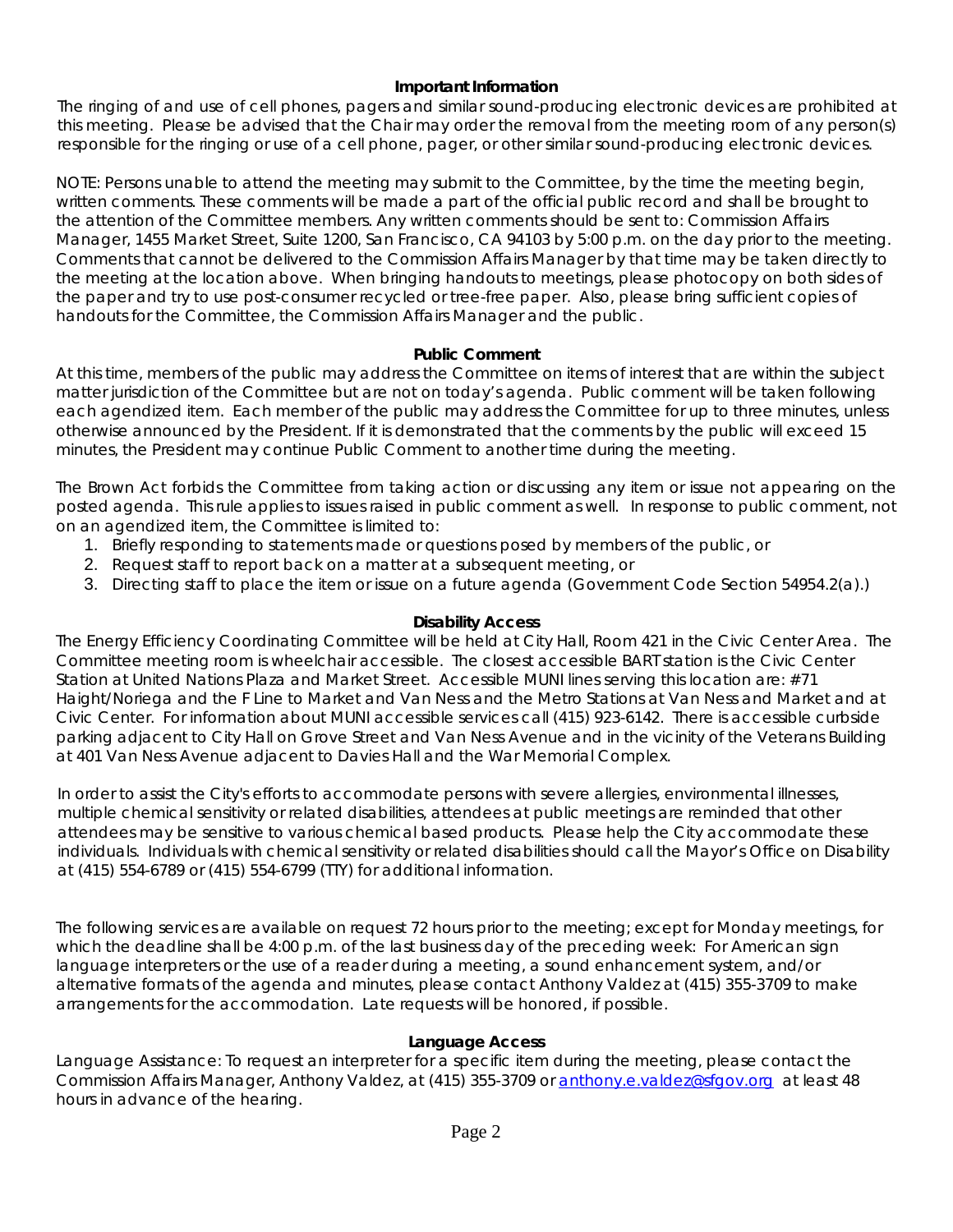### Important Information

The ringing of and use of cell phones, pagers and similar sound-producing electronic devices are prohibited at this meeting. Please be advised that the Chair may order the removal from the meeting room of any person(s) responsible for the ringing or use of a cell phone, pager, or other similar sound-producing electronic devices.

NOTE: Persons unable to attend the meeting may submit to the Committee, by the time the meeting begin, written comments. These comments will be made a part of the official public record and shall be brought to the attention of the Committee members. Any written comments should be sent to: Commission Affairs Manager, 1455 Market Street, Suite 1200, San Francisco, CA 94103 by 5:00 p.m. on the day prior to the meeting. Comments that cannot be delivered to the Commission Affairs Manager by that time may be taken directly to the meeting at the location above. When bringing handouts to meetings, please photocopy on both sides of the paper and try to use post-consumer recycled or tree-free paper. Also, please bring sufficient copies of handouts for the Committee, the Commission Affairs Manager and the public.

### Public Comment

At this time, members of the public may address the Committee on items of interest that are within the subject matter jurisdiction of the Committee but are not on today's agenda. Public comment will be taken following each agendized item. Each member of the public may address the Committee for up to three minutes, unless otherwise announced by the President. If it is demonstrated that the comments by the public will exceed 15 minutes, the President may continue Public Comment to another time during the meeting.

The Brown Act forbids the Committee from taking action or discussing any item or issue not appearing on the posted agenda. This rule applies to issues raised in public comment as well. In response to public comment, not on an agendized item, the Committee is limited to:

1. Briefly responding to statements made or questions posed by members of the public, or
2. Request staff to report back on a matter at a subsequent meeting, or
3. Directing staff to place the item or issue on a future agenda (Government Code Section 54954.2(a).)

### Disability Access

The Energy Efficiency Coordinating Committee will be held at City Hall, Room 421 in the Civic Center Area. The Committee meeting room is wheelchair accessible. The closest accessible BART station is the Civic Center Station at United Nations Plaza and Market Street. Accessible MUNI lines serving this location are: #71 Haight/Noriega and the F Line to Market and Van Ness and the Metro Stations at Van Ness and Market and at Civic Center. For information about MUNI accessible services call (415) 923-6142. There is accessible curbside parking adjacent to City Hall on Grove Street and Van Ness Avenue and in the vicinity of the Veterans Building at 401 Van Ness Avenue adjacent to Davies Hall and the War Memorial Complex.

In order to assist the City's efforts to accommodate persons with severe allergies, environmental illnesses, multiple chemical sensitivity or related disabilities, attendees at public meetings are reminded that other attendees may be sensitive to various chemical based products. Please help the City accommodate these individuals. Individuals with chemical sensitivity or related disabilities should call the Mayor's Office on Disability at (415) 554-6789 or (415) 554-6799 (TTY) for additional information.

The following services are available on request 72 hours prior to the meeting; except for Monday meetings, for which the deadline shall be 4:00 p.m. of the last business day of the preceding week: For American sign language interpreters or the use of a reader during a meeting, a sound enhancement system, and/or alternative formats of the agenda and minutes, please contact Anthony Valdez at (415) 355-3709 to make arrangements for the accommodation. Late requests will be honored, if possible.

### Language Access

Language Assistance: To request an interpreter for a specific item during the meeting, please contact the Commission Affairs Manager, Anthony Valdez, at (415) 355-3709 or anthony.e.valdez@sfgov.org at least 48 hours in advance of the hearing.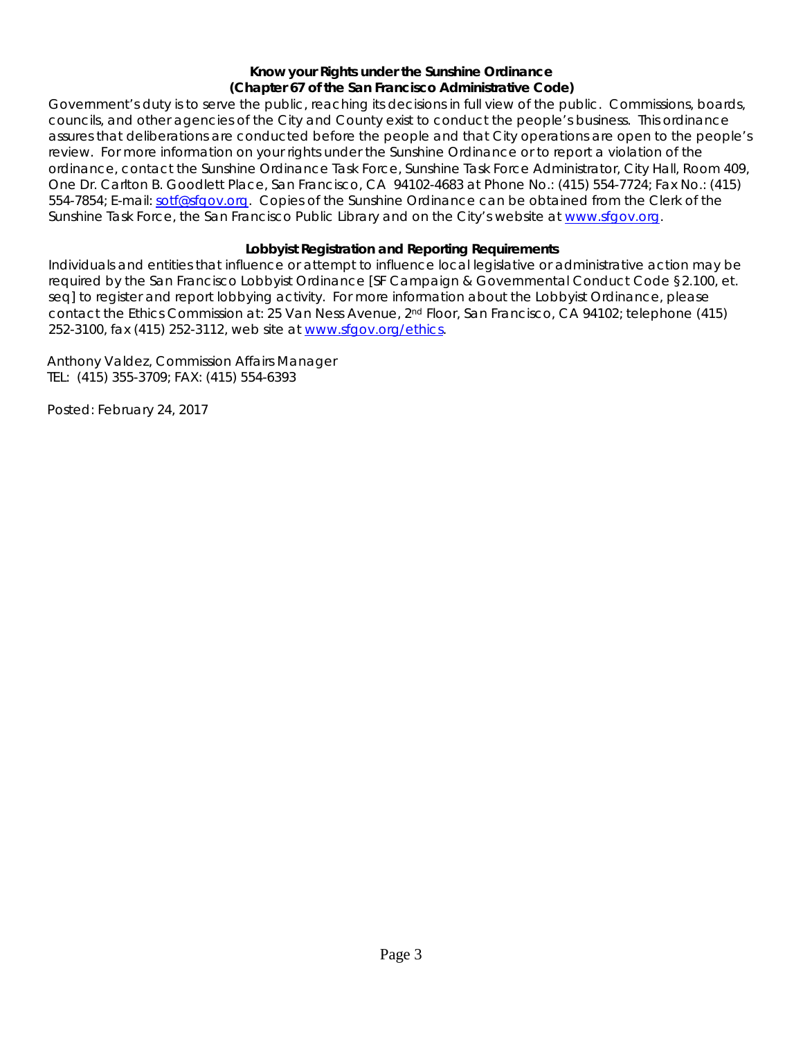**Know your Rights under the Sunshine Ordinance**
**(Chapter 67 of the San Francisco Administrative Code)**

Government's duty is to serve the public, reaching its decisions in full view of the public. Commissions, boards, councils, and other agencies of the City and County exist to conduct the people's business. This ordinance assures that deliberations are conducted before the people and that City operations are open to the people's review. For more information on your rights under the Sunshine Ordinance or to report a violation of the ordinance, contact the Sunshine Ordinance Task Force, Sunshine Task Force Administrator, City Hall, Room 409, One Dr. Carlton B. Goodlett Place, San Francisco, CA 94102-4683 at Phone No.: (415) 554-7724; Fax No.: (415) 554-7854; E-mail: sotf@sfgov.org. Copies of the Sunshine Ordinance can be obtained from the Clerk of the Sunshine Task Force, the San Francisco Public Library and on the City's website at www.sfgov.org.

**Lobbyist Registration and Reporting Requirements**

Individuals and entities that influence or attempt to influence local legislative or administrative action may be required by the San Francisco Lobbyist Ordinance [SF Campaign & Governmental Conduct Code §2.100, et. seq] to register and report lobbying activity. For more information about the Lobbyist Ordinance, please contact the Ethics Commission at: 25 Van Ness Avenue, 2nd Floor, San Francisco, CA 94102; telephone (415) 252-3100, fax (415) 252-3112, web site at www.sfgov.org/ethics.

Anthony Valdez, Commission Affairs Manager
TEL: (415) 355-3709; FAX: (415) 554-6393

Posted: February 24, 2017